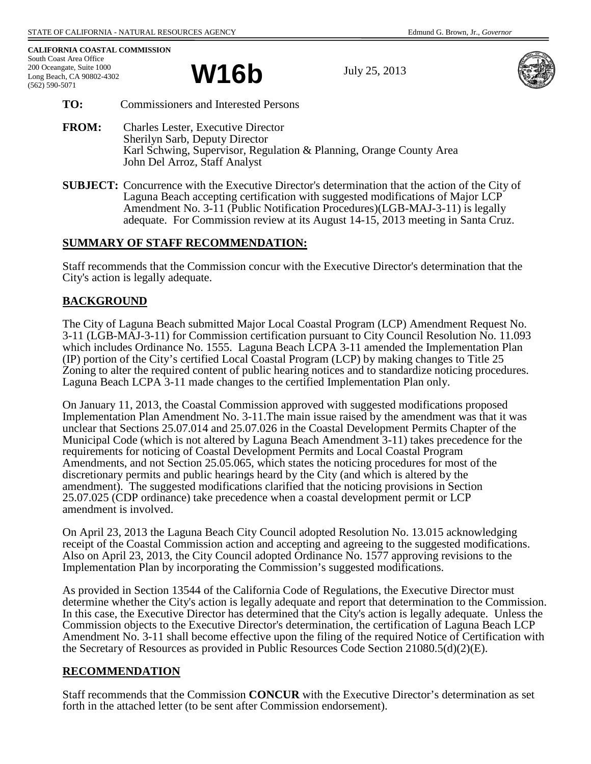STATE OF CALIFORNIA - NATURAL RESOURCES AGENCY

Edmund G. Brown, Jr., *Governor*

**CALIFORNIA COASTAL COMMISSION**
South Coast Area Office
200 Oceangate, Suite 1000
Long Beach, CA 90802-4302
(562) 590-5071

# W16b

July 25, 2013

**TO:** Commissioners and Interested Persons

**FROM:** Charles Lester, Executive Director
Sherilyn Sarb, Deputy Director
Karl Schwing, Supervisor, Regulation & Planning, Orange County Area
John Del Arroz, Staff Analyst

**SUBJECT:** Concurrence with the Executive Director's determination that the action of the City of Laguna Beach accepting certification with suggested modifications of Major LCP Amendment No. 3-11 (Public Notification Procedures)(LGB-MAJ-3-11) is legally adequate. For Commission review at its August 14-15, 2013 meeting in Santa Cruz.

## SUMMARY OF STAFF RECOMMENDATION:

Staff recommends that the Commission concur with the Executive Director's determination that the City's action is legally adequate.

## BACKGROUND

The City of Laguna Beach submitted Major Local Coastal Program (LCP) Amendment Request No. 3-11 (LGB-MAJ-3-11) for Commission certification pursuant to City Council Resolution No. 11.093 which includes Ordinance No. 1555. Laguna Beach LCPA 3-11 amended the Implementation Plan (IP) portion of the City's certified Local Coastal Program (LCP) by making changes to Title 25 Zoning to alter the required content of public hearing notices and to standardize noticing procedures. Laguna Beach LCPA 3-11 made changes to the certified Implementation Plan only.

On January 11, 2013, the Coastal Commission approved with suggested modifications proposed Implementation Plan Amendment No. 3-11.The main issue raised by the amendment was that it was unclear that Sections 25.07.014 and 25.07.026 in the Coastal Development Permits Chapter of the Municipal Code (which is not altered by Laguna Beach Amendment 3-11) takes precedence for the requirements for noticing of Coastal Development Permits and Local Coastal Program Amendments, and not Section 25.05.065, which states the noticing procedures for most of the discretionary permits and public hearings heard by the City (and which is altered by the amendment). The suggested modifications clarified that the noticing provisions in Section 25.07.025 (CDP ordinance) take precedence when a coastal development permit or LCP amendment is involved.

On April 23, 2013 the Laguna Beach City Council adopted Resolution No. 13.015 acknowledging receipt of the Coastal Commission action and accepting and agreeing to the suggested modifications. Also on April 23, 2013, the City Council adopted Ordinance No. 1577 approving revisions to the Implementation Plan by incorporating the Commission's suggested modifications.

As provided in Section 13544 of the California Code of Regulations, the Executive Director must determine whether the City's action is legally adequate and report that determination to the Commission. In this case, the Executive Director has determined that the City's action is legally adequate. Unless the Commission objects to the Executive Director's determination, the certification of Laguna Beach LCP Amendment No. 3-11 shall become effective upon the filing of the required Notice of Certification with the Secretary of Resources as provided in Public Resources Code Section 21080.5(d)(2)(E).

## RECOMMENDATION

Staff recommends that the Commission **CONCUR** with the Executive Director's determination as set forth in the attached letter (to be sent after Commission endorsement).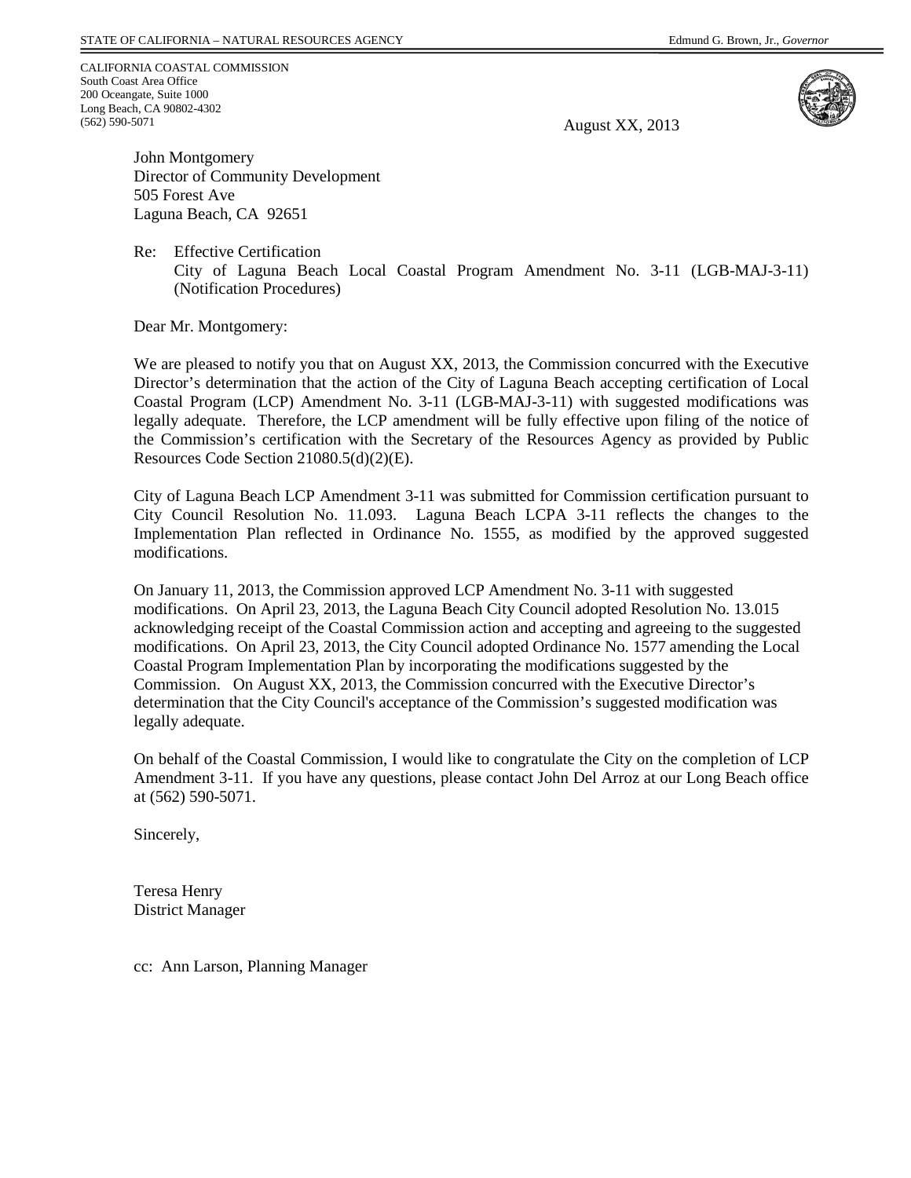STATE OF CALIFORNIA – NATURAL RESOURCES AGENCY

Edmund G. Brown, Jr., *Governor*

CALIFORNIA COASTAL COMMISSION
South Coast Area Office
200 Oceangate, Suite 1000
Long Beach, CA 90802-4302
(562) 590-5071

August XX, 2013

John Montgomery
Director of Community Development
505 Forest Ave
Laguna Beach, CA 92651

Re: Effective Certification
City of Laguna Beach Local Coastal Program Amendment No. 3-11 (LGB-MAJ-3-11) (Notification Procedures)

Dear Mr. Montgomery:

We are pleased to notify you that on August XX, 2013, the Commission concurred with the Executive Director's determination that the action of the City of Laguna Beach accepting certification of Local Coastal Program (LCP) Amendment No. 3-11 (LGB-MAJ-3-11) with suggested modifications was legally adequate. Therefore, the LCP amendment will be fully effective upon filing of the notice of the Commission's certification with the Secretary of the Resources Agency as provided by Public Resources Code Section 21080.5(d)(2)(E).

City of Laguna Beach LCP Amendment 3-11 was submitted for Commission certification pursuant to City Council Resolution No. 11.093. Laguna Beach LCPA 3-11 reflects the changes to the Implementation Plan reflected in Ordinance No. 1555, as modified by the approved suggested modifications.

On January 11, 2013, the Commission approved LCP Amendment No. 3-11 with suggested modifications. On April 23, 2013, the Laguna Beach City Council adopted Resolution No. 13.015 acknowledging receipt of the Coastal Commission action and accepting and agreeing to the suggested modifications. On April 23, 2013, the City Council adopted Ordinance No. 1577 amending the Local Coastal Program Implementation Plan by incorporating the modifications suggested by the Commission. On August XX, 2013, the Commission concurred with the Executive Director's determination that the City Council's acceptance of the Commission's suggested modification was legally adequate.

On behalf of the Coastal Commission, I would like to congratulate the City on the completion of LCP Amendment 3-11. If you have any questions, please contact John Del Arroz at our Long Beach office at (562) 590-5071.

Sincerely,

Teresa Henry
District Manager

cc: Ann Larson, Planning Manager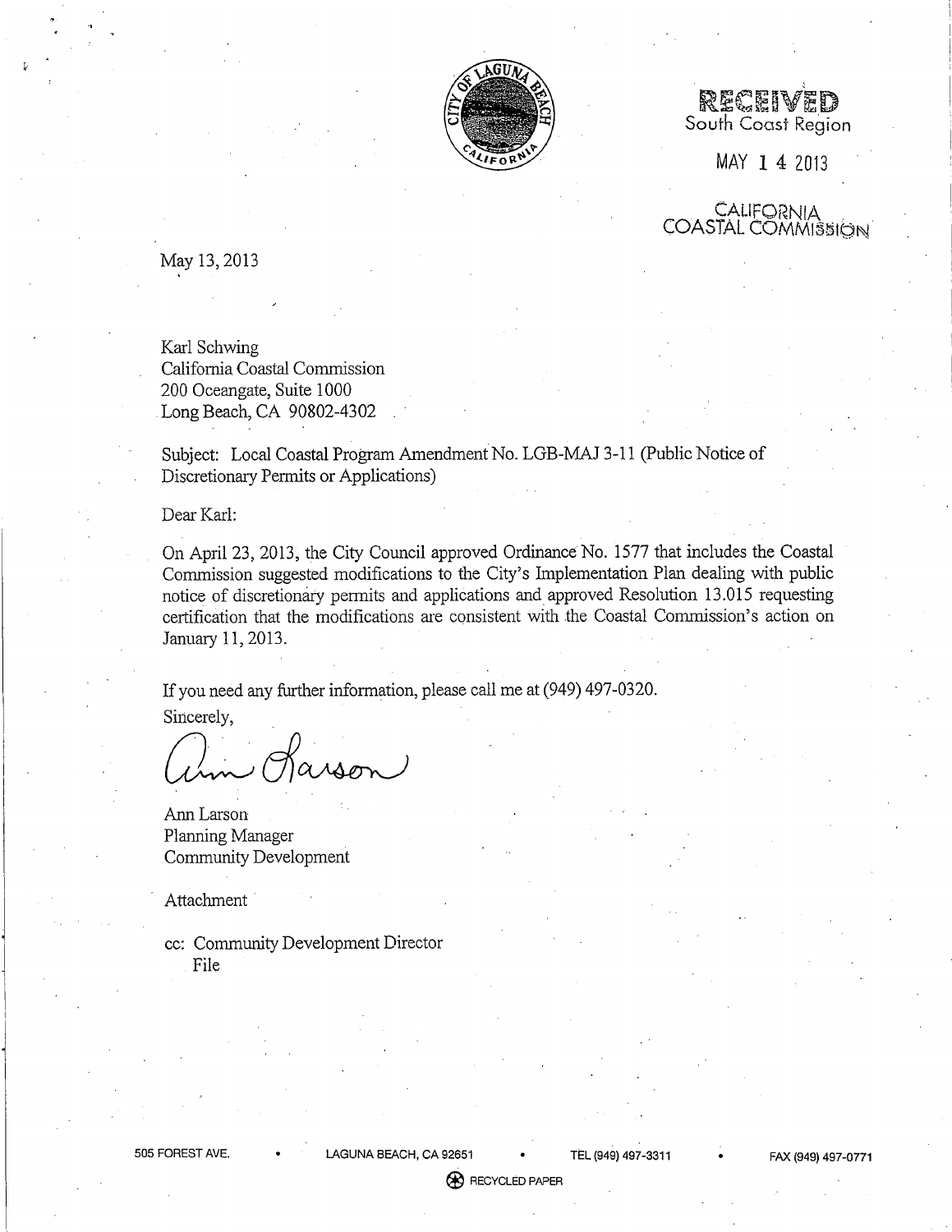RECEIVED
South Coast Region

MAY 14 2013

CALIFORNIA
COASTAL COMMISSION

May 13, 2013

Karl Schwing
California Coastal Commission
200 Oceangate, Suite 1000
Long Beach, CA 90802-4302

Subject: Local Coastal Program Amendment No. LGB-MAJ 3-11 (Public Notice of Discretionary Permits or Applications)

Dear Karl:

On April 23, 2013, the City Council approved Ordinance No. 1577 that includes the Coastal Commission suggested modifications to the City's Implementation Plan dealing with public notice of discretionary permits and applications and approved Resolution 13.015 requesting certification that the modifications are consistent with the Coastal Commission's action on January 11, 2013.

If you need any further information, please call me at (949) 497-0320.

Sincerely,

Ann Larson
Planning Manager
Community Development

Attachment

cc: Community Development Director
File

505 FOREST AVE. • LAGUNA BEACH, CA 92651 • TEL (949) 497-3311 • FAX (949) 497-0771

RECYCLED PAPER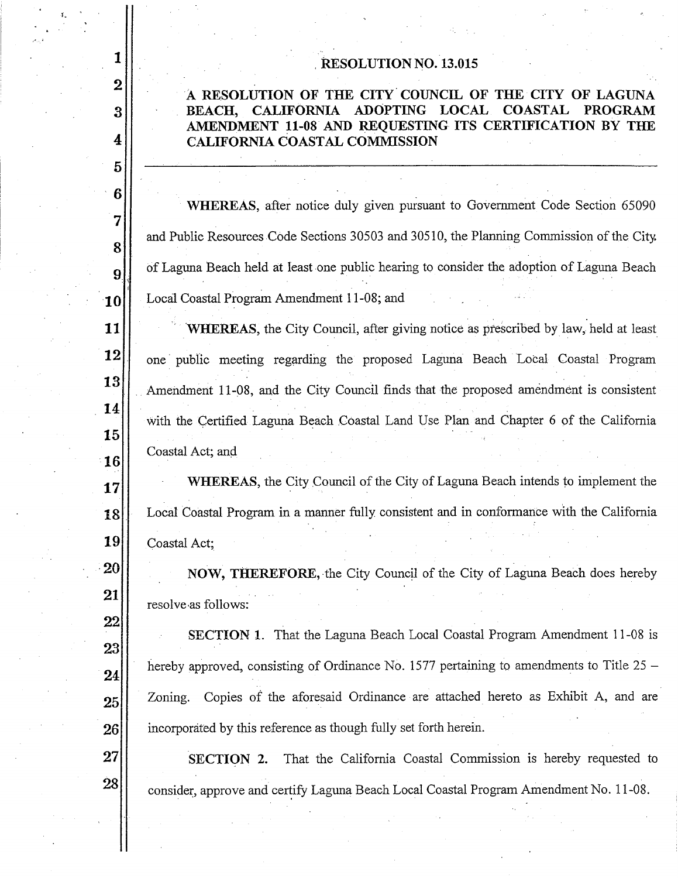# RESOLUTION NO. 13.015

## A RESOLUTION OF THE CITY COUNCIL OF THE CITY OF LAGUNA BEACH, CALIFORNIA ADOPTING LOCAL COASTAL PROGRAM AMENDMENT 11-08 AND REQUESTING ITS CERTIFICATION BY THE CALIFORNIA COASTAL COMMISSION

---

**WHEREAS**, after notice duly given pursuant to Government Code Section 65090 and Public Resources Code Sections 30503 and 30510, the Planning Commission of the City of Laguna Beach held at least one public hearing to consider the adoption of Laguna Beach Local Coastal Program Amendment 11-08; and

**WHEREAS**, the City Council, after giving notice as prescribed by law, held at least one public meeting regarding the proposed Laguna Beach Local Coastal Program Amendment 11-08, and the City Council finds that the proposed amendment is consistent with the Certified Laguna Beach Coastal Land Use Plan and Chapter 6 of the California Coastal Act; and

**WHEREAS**, the City Council of the City of Laguna Beach intends to implement the Local Coastal Program in a manner fully consistent and in conformance with the California Coastal Act;

**NOW, THEREFORE,** the City Council of the City of Laguna Beach does hereby resolve as follows:

**SECTION 1.** That the Laguna Beach Local Coastal Program Amendment 11-08 is hereby approved, consisting of Ordinance No. 1577 pertaining to amendments to Title 25 – Zoning. Copies of the aforesaid Ordinance are attached hereto as Exhibit A, and are incorporated by this reference as though fully set forth herein.

**SECTION 2.** That the California Coastal Commission is hereby requested to consider, approve and certify Laguna Beach Local Coastal Program Amendment No. 11-08.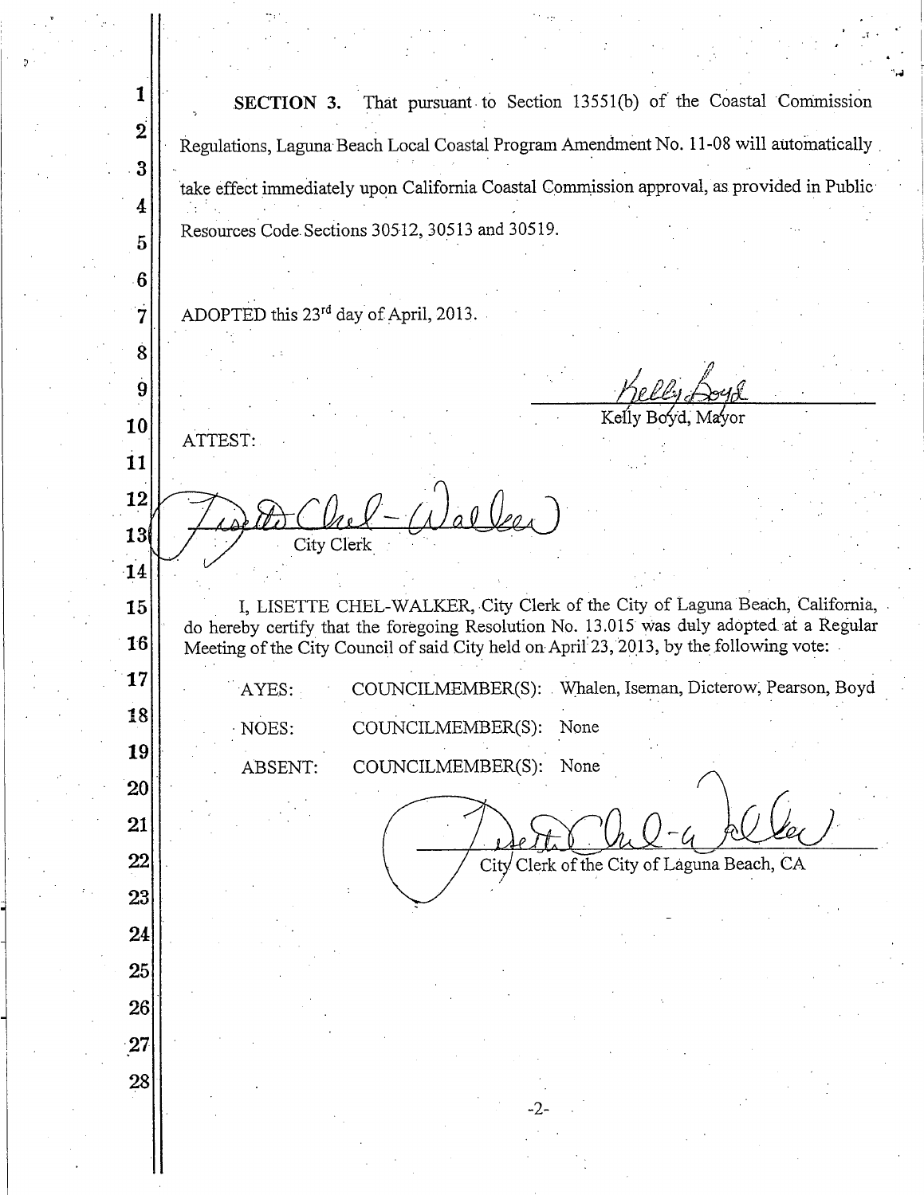**SECTION 3.** That pursuant to Section 13551(b) of the Coastal Commission Regulations, Laguna Beach Local Coastal Program Amendment No. 11-08 will automatically take effect immediately upon California Coastal Commission approval, as provided in Public Resources Code Sections 30512, 30513 and 30519.

ADOPTED this 23rd day of April, 2013.

Kelly Boyd, Mayor

ATTEST:

City Clerk

I, LISETTE CHEL-WALKER, City Clerk of the City of Laguna Beach, California, do hereby certify that the foregoing Resolution No. 13.015 was duly adopted at a Regular Meeting of the City Council of said City held on April 23, 2013, by the following vote:

AYES: COUNCILMEMBER(S): Whalen, Iseman, Dicterow, Pearson, Boyd

NOES: COUNCILMEMBER(S): None

ABSENT: COUNCILMEMBER(S): None

City Clerk of the City of Laguna Beach, CA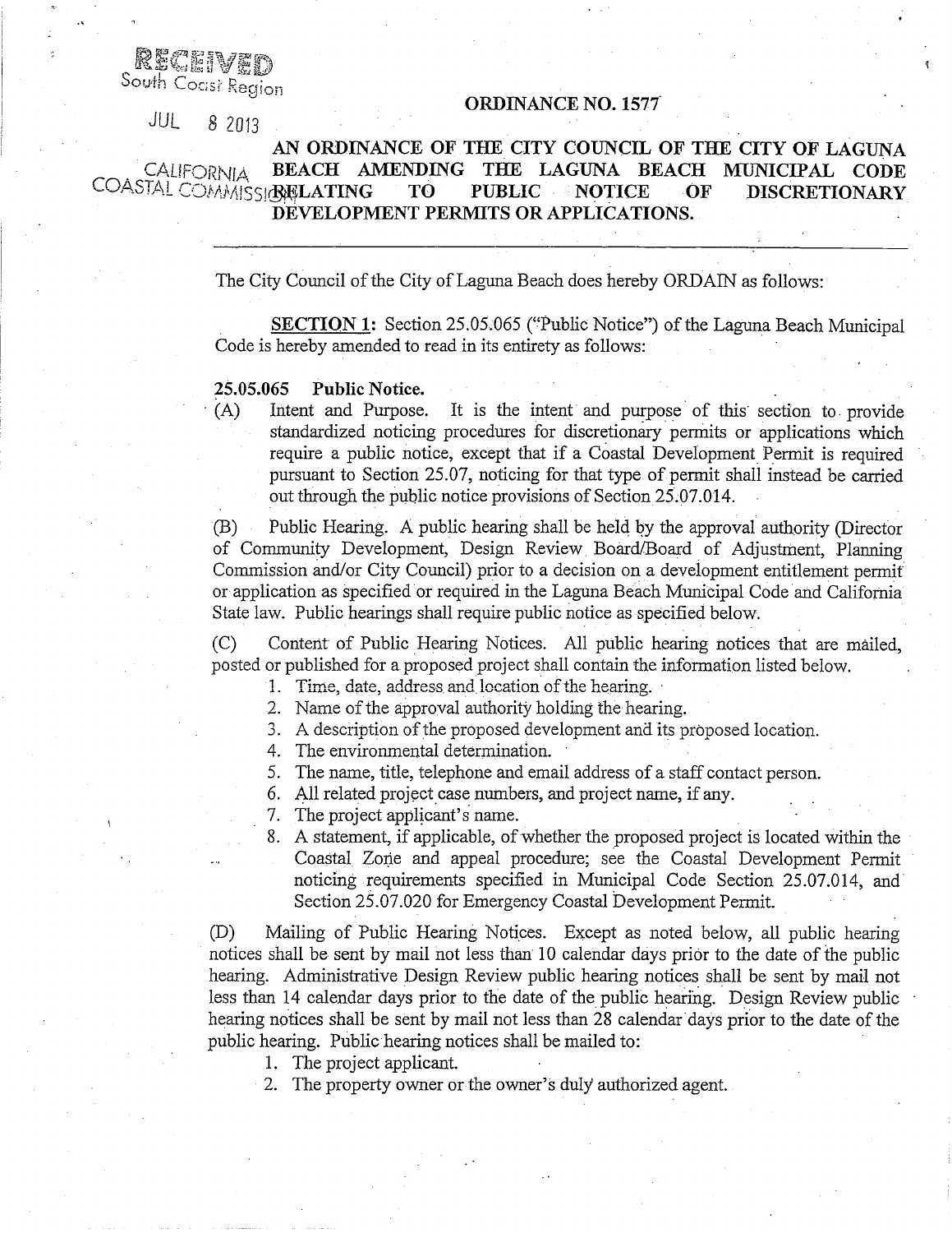RECEIVED
South Coast Region

JUL 8 2013

CALIFORNIA COASTAL COMMISSION

# ORDINANCE NO. 1577

## AN ORDINANCE OF THE CITY COUNCIL OF THE CITY OF LAGUNA BEACH AMENDING THE LAGUNA BEACH MUNICIPAL CODE RELATING TO PUBLIC NOTICE OF DISCRETIONARY DEVELOPMENT PERMITS OR APPLICATIONS.

---

The City Council of the City of Laguna Beach does hereby ORDAIN as follows:

**SECTION 1:** Section 25.05.065 ("Public Notice") of the Laguna Beach Municipal Code is hereby amended to read in its entirety as follows:

**25.05.065 Public Notice.**

(A) Intent and Purpose. It is the intent and purpose of this section to provide standardized noticing procedures for discretionary permits or applications which require a public notice, except that if a Coastal Development Permit is required pursuant to Section 25.07, noticing for that type of permit shall instead be carried out through the public notice provisions of Section 25.07.014.

(B) Public Hearing. A public hearing shall be held by the approval authority (Director of Community Development, Design Review Board/Board of Adjustment, Planning Commission and/or City Council) prior to a decision on a development entitlement permit or application as specified or required in the Laguna Beach Municipal Code and California State law. Public hearings shall require public notice as specified below.

(C) Content of Public Hearing Notices. All public hearing notices that are mailed, posted or published for a proposed project shall contain the information listed below.

1. Time, date, address and location of the hearing.
2. Name of the approval authority holding the hearing.
3. A description of the proposed development and its proposed location.
4. The environmental determination.
5. The name, title, telephone and email address of a staff contact person.
6. All related project case numbers, and project name, if any.
7. The project applicant's name.
8. A statement, if applicable, of whether the proposed project is located within the Coastal Zone and appeal procedure; see the Coastal Development Permit noticing requirements specified in Municipal Code Section 25.07.014, and Section 25.07.020 for Emergency Coastal Development Permit.

(D) Mailing of Public Hearing Notices. Except as noted below, all public hearing notices shall be sent by mail not less than 10 calendar days prior to the date of the public hearing. Administrative Design Review public hearing notices shall be sent by mail not less than 14 calendar days prior to the date of the public hearing. Design Review public hearing notices shall be sent by mail not less than 28 calendar days prior to the date of the public hearing. Public hearing notices shall be mailed to:

1. The project applicant.
2. The property owner or the owner's duly authorized agent.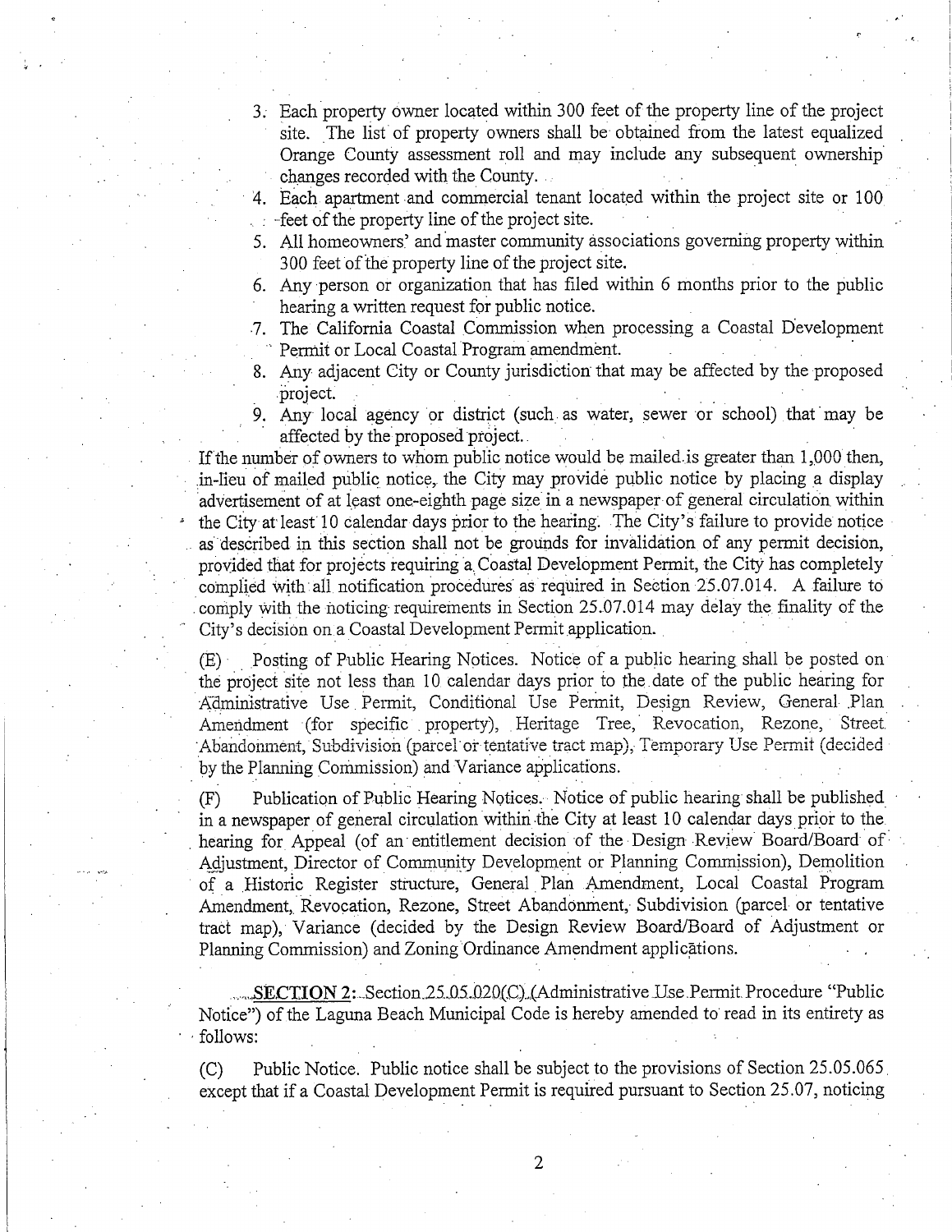3. Each property owner located within 300 feet of the property line of the project site. The list of property owners shall be obtained from the latest equalized Orange County assessment roll and may include any subsequent ownership changes recorded with the County.
4. Each apartment and commercial tenant located within the project site or 100 feet of the property line of the project site.
5. All homeowners' and master community associations governing property within 300 feet of the property line of the project site.
6. Any person or organization that has filed within 6 months prior to the public hearing a written request for public notice.
7. The California Coastal Commission when processing a Coastal Development Permit or Local Coastal Program amendment.
8. Any adjacent City or County jurisdiction that may be affected by the proposed project.
9. Any local agency or district (such as water, sewer or school) that may be affected by the proposed project.

If the number of owners to whom public notice would be mailed is greater than 1,000 then, in-lieu of mailed public notice, the City may provide public notice by placing a display advertisement of at least one-eighth page size in a newspaper of general circulation within the City at least 10 calendar days prior to the hearing. The City's failure to provide notice as described in this section shall not be grounds for invalidation of any permit decision, provided that for projects requiring a Coastal Development Permit, the City has completely complied with all notification procedures as required in Section 25.07.014. A failure to comply with the noticing requirements in Section 25.07.014 may delay the finality of the City's decision on a Coastal Development Permit application.

(E) Posting of Public Hearing Notices. Notice of a public hearing shall be posted on the project site not less than 10 calendar days prior to the date of the public hearing for Administrative Use Permit, Conditional Use Permit, Design Review, General Plan Amendment (for specific property), Heritage Tree, Revocation, Rezone, Street Abandonment, Subdivision (parcel or tentative tract map), Temporary Use Permit (decided by the Planning Commission) and Variance applications.

(F) Publication of Public Hearing Notices. Notice of public hearing shall be published in a newspaper of general circulation within the City at least 10 calendar days prior to the hearing for Appeal (of an entitlement decision of the Design Review Board/Board of Adjustment, Director of Community Development or Planning Commission), Demolition of a Historic Register structure, General Plan Amendment, Local Coastal Program Amendment, Revocation, Rezone, Street Abandonment, Subdivision (parcel or tentative tract map), Variance (decided by the Design Review Board/Board of Adjustment or Planning Commission) and Zoning Ordinance Amendment applications.

**SECTION 2:** Section 25.05.020(C) (Administrative Use Permit Procedure "Public Notice") of the Laguna Beach Municipal Code is hereby amended to read in its entirety as follows:

(C) Public Notice. Public notice shall be subject to the provisions of Section 25.05.065 except that if a Coastal Development Permit is required pursuant to Section 25.07, noticing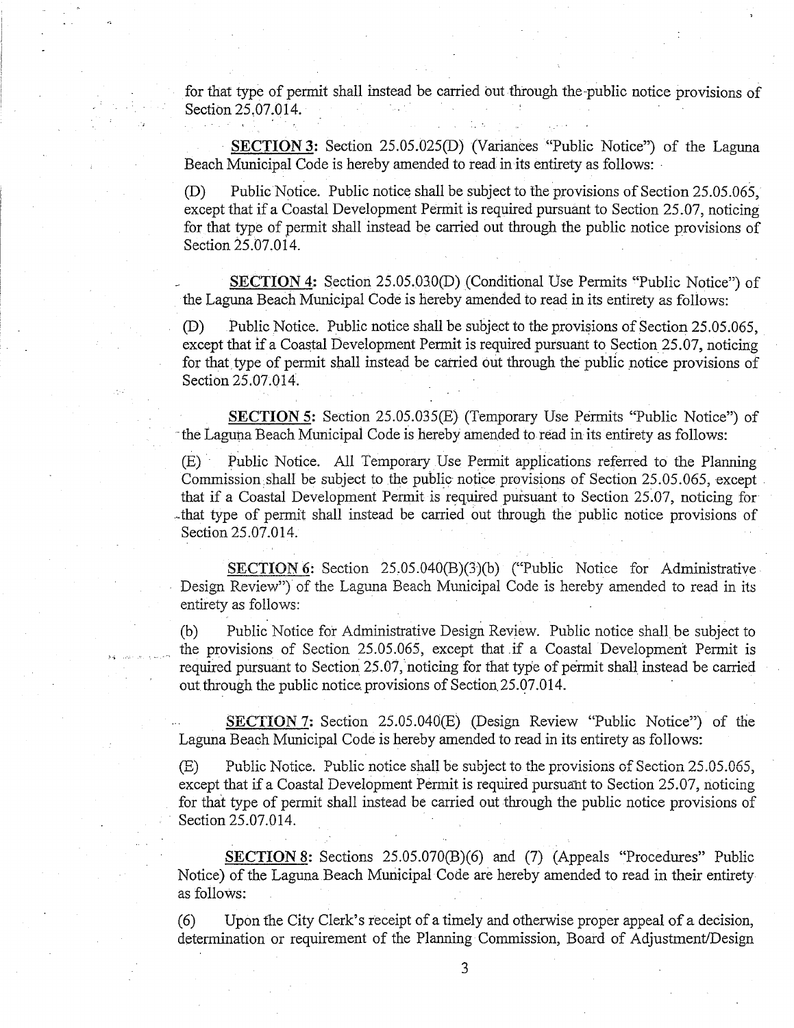for that type of permit shall instead be carried out through the public notice provisions of Section 25.07.014.

**SECTION 3:** Section 25.05.025(D) (Variances "Public Notice") of the Laguna Beach Municipal Code is hereby amended to read in its entirety as follows:

(D) Public Notice. Public notice shall be subject to the provisions of Section 25.05.065, except that if a Coastal Development Permit is required pursuant to Section 25.07, noticing for that type of permit shall instead be carried out through the public notice provisions of Section 25.07.014.

**SECTION 4:** Section 25.05.030(D) (Conditional Use Permits "Public Notice") of the Laguna Beach Municipal Code is hereby amended to read in its entirety as follows:

(D) Public Notice. Public notice shall be subject to the provisions of Section 25.05.065, except that if a Coastal Development Permit is required pursuant to Section 25.07, noticing for that type of permit shall instead be carried out through the public notice provisions of Section 25.07.014.

**SECTION 5:** Section 25.05.035(E) (Temporary Use Permits "Public Notice") of the Laguna Beach Municipal Code is hereby amended to read in its entirety as follows:

(E) Public Notice. All Temporary Use Permit applications referred to the Planning Commission shall be subject to the public notice provisions of Section 25.05.065, except that if a Coastal Development Permit is required pursuant to Section 25.07, noticing for that type of permit shall instead be carried out through the public notice provisions of Section 25.07.014.

**SECTION 6:** Section 25.05.040(B)(3)(b) ("Public Notice for Administrative Design Review") of the Laguna Beach Municipal Code is hereby amended to read in its entirety as follows:

(b) Public Notice for Administrative Design Review. Public notice shall be subject to the provisions of Section 25.05.065, except that if a Coastal Development Permit is required pursuant to Section 25.07, noticing for that type of permit shall instead be carried out through the public notice provisions of Section 25.07.014.

**SECTION 7:** Section 25.05.040(E) (Design Review "Public Notice") of the Laguna Beach Municipal Code is hereby amended to read in its entirety as follows:

(E) Public Notice. Public notice shall be subject to the provisions of Section 25.05.065, except that if a Coastal Development Permit is required pursuant to Section 25.07, noticing for that type of permit shall instead be carried out through the public notice provisions of Section 25.07.014.

**SECTION 8:** Sections 25.05.070(B)(6) and (7) (Appeals "Procedures" Public Notice) of the Laguna Beach Municipal Code are hereby amended to read in their entirety as follows:

(6) Upon the City Clerk's receipt of a timely and otherwise proper appeal of a decision, determination or requirement of the Planning Commission, Board of Adjustment/Design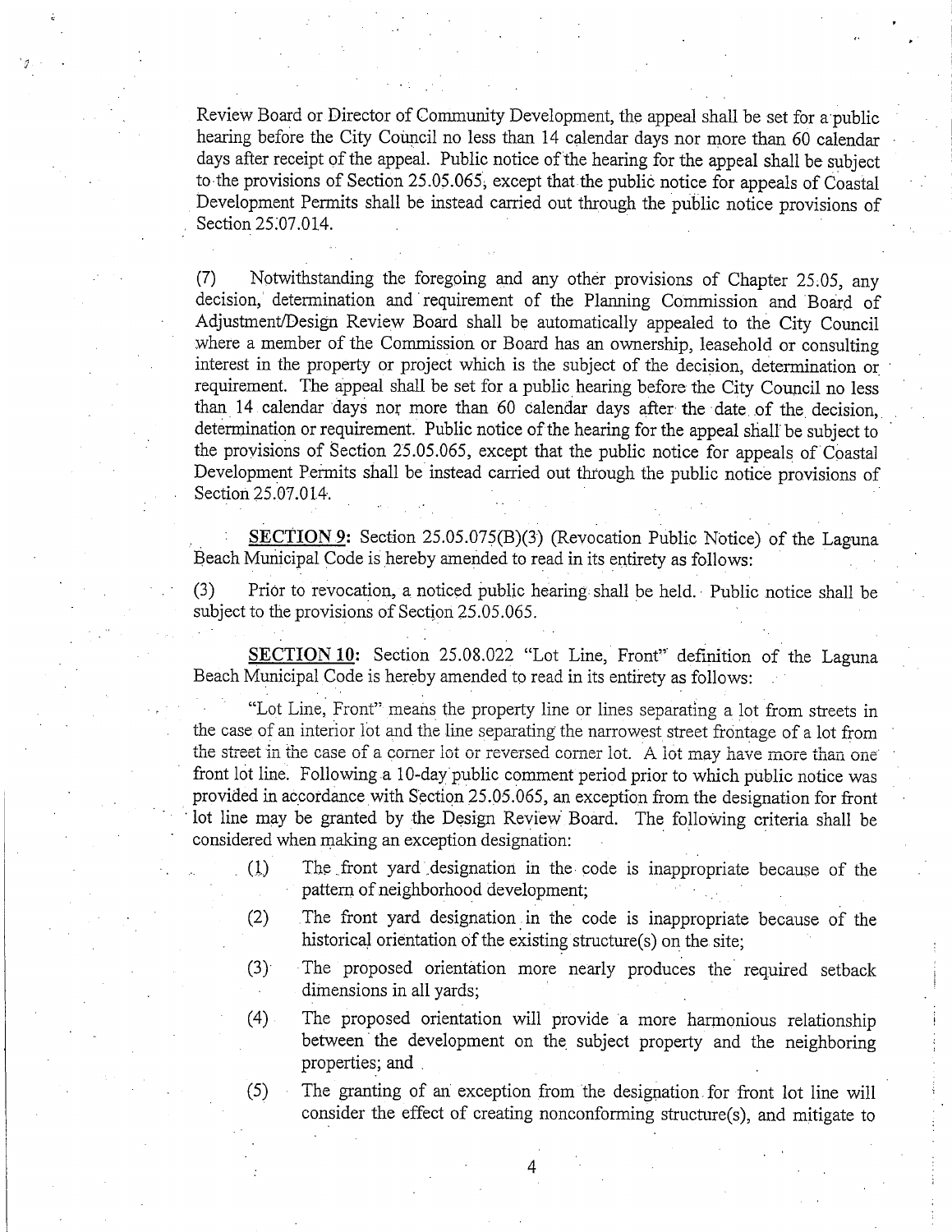Review Board or Director of Community Development, the appeal shall be set for a public hearing before the City Council no less than 14 calendar days nor more than 60 calendar days after receipt of the appeal. Public notice of the hearing for the appeal shall be subject to the provisions of Section 25.05.065, except that the public notice for appeals of Coastal Development Permits shall be instead carried out through the public notice provisions of Section 25.07.014.

(7) Notwithstanding the foregoing and any other provisions of Chapter 25.05, any decision, determination and requirement of the Planning Commission and Board of Adjustment/Design Review Board shall be automatically appealed to the City Council where a member of the Commission or Board has an ownership, leasehold or consulting interest in the property or project which is the subject of the decision, determination or requirement. The appeal shall be set for a public hearing before the City Council no less than 14 calendar days nor more than 60 calendar days after the date of the decision, determination or requirement. Public notice of the hearing for the appeal shall be subject to the provisions of Section 25.05.065, except that the public notice for appeals of Coastal Development Permits shall be instead carried out through the public notice provisions of Section 25.07.014.

**SECTION 9:** Section 25.05.075(B)(3) (Revocation Public Notice) of the Laguna Beach Municipal Code is hereby amended to read in its entirety as follows:

(3) Prior to revocation, a noticed public hearing shall be held. Public notice shall be subject to the provisions of Section 25.05.065.

**SECTION 10:** Section 25.08.022 "Lot Line, Front" definition of the Laguna Beach Municipal Code is hereby amended to read in its entirety as follows:

"Lot Line, Front" means the property line or lines separating a lot from streets in the case of an interior lot and the line separating the narrowest street frontage of a lot from the street in the case of a corner lot or reversed corner lot. A lot may have more than one front lot line. Following a 10-day public comment period prior to which public notice was provided in accordance with Section 25.05.065, an exception from the designation for front lot line may be granted by the Design Review Board. The following criteria shall be considered when making an exception designation:

(1) The front yard designation in the code is inappropriate because of the pattern of neighborhood development;

(2) The front yard designation in the code is inappropriate because of the historical orientation of the existing structure(s) on the site;

(3) The proposed orientation more nearly produces the required setback dimensions in all yards;

(4) The proposed orientation will provide a more harmonious relationship between the development on the subject property and the neighboring properties; and

(5) The granting of an exception from the designation for front lot line will consider the effect of creating nonconforming structure(s), and mitigate to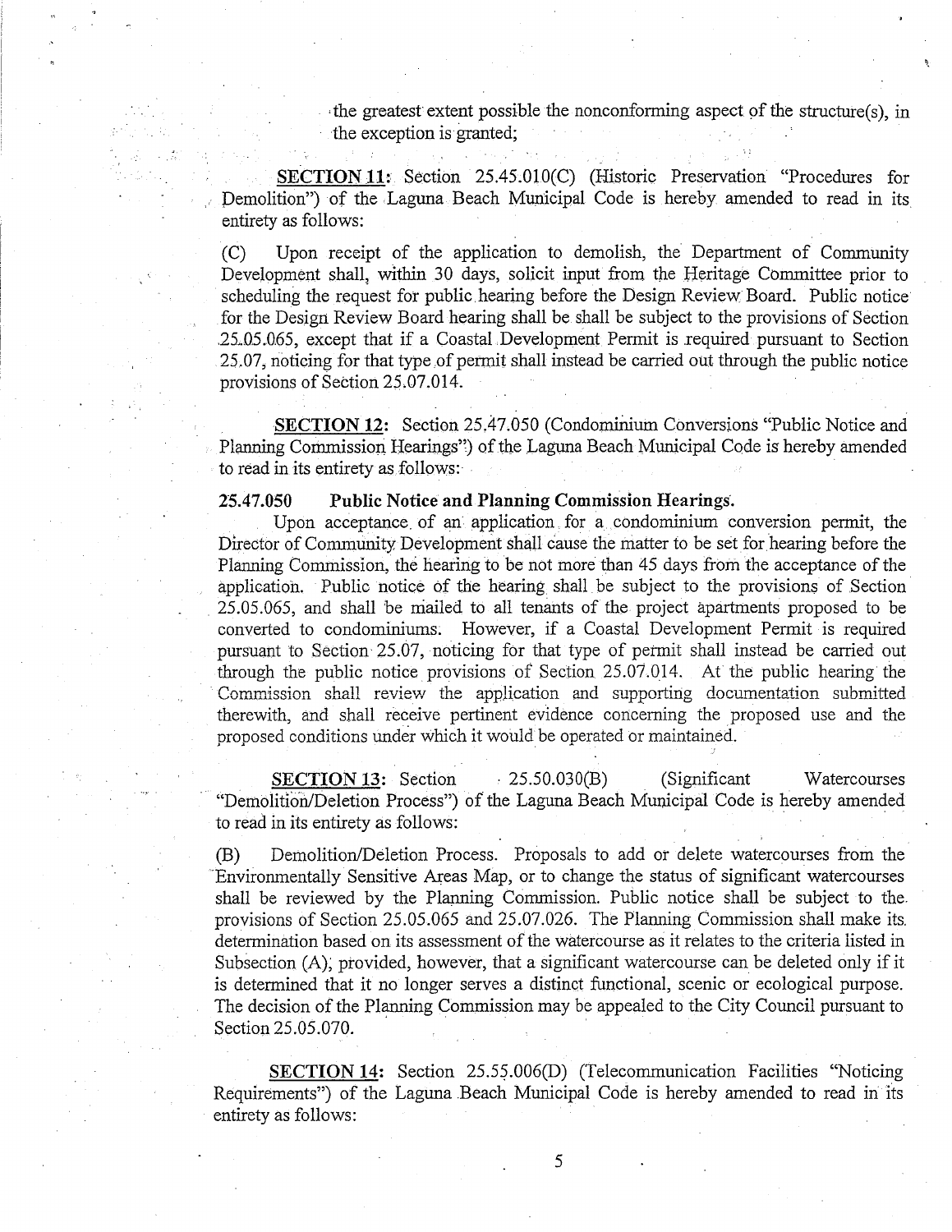the greatest extent possible the nonconforming aspect of the structure(s), in the exception is granted;

**SECTION 11:** Section 25.45.010(C) (Historic Preservation "Procedures for Demolition") of the Laguna Beach Municipal Code is hereby amended to read in its entirety as follows:

(C) Upon receipt of the application to demolish, the Department of Community Development shall, within 30 days, solicit input from the Heritage Committee prior to scheduling the request for public hearing before the Design Review Board. Public notice for the Design Review Board hearing shall be shall be subject to the provisions of Section 25.05.065, except that if a Coastal Development Permit is required pursuant to Section 25.07, noticing for that type of permit shall instead be carried out through the public notice provisions of Section 25.07.014.

**SECTION 12:** Section 25.47.050 (Condominium Conversions "Public Notice and Planning Commission Hearings") of the Laguna Beach Municipal Code is hereby amended to read in its entirety as follows:

**25.47.050 Public Notice and Planning Commission Hearings.**

Upon acceptance of an application for a condominium conversion permit, the Director of Community Development shall cause the matter to be set for hearing before the Planning Commission, the hearing to be not more than 45 days from the acceptance of the application. Public notice of the hearing shall be subject to the provisions of Section 25.05.065, and shall be mailed to all tenants of the project apartments proposed to be converted to condominiums. However, if a Coastal Development Permit is required pursuant to Section 25.07, noticing for that type of permit shall instead be carried out through the public notice provisions of Section 25.07.014. At the public hearing the Commission shall review the application and supporting documentation submitted therewith, and shall receive pertinent evidence concerning the proposed use and the proposed conditions under which it would be operated or maintained.

**SECTION 13:** Section 25.50.030(B) (Significant Watercourses "Demolition/Deletion Process") of the Laguna Beach Municipal Code is hereby amended to read in its entirety as follows:

(B) Demolition/Deletion Process. Proposals to add or delete watercourses from the Environmentally Sensitive Areas Map, or to change the status of significant watercourses shall be reviewed by the Planning Commission. Public notice shall be subject to the provisions of Section 25.05.065 and 25.07.026. The Planning Commission shall make its determination based on its assessment of the watercourse as it relates to the criteria listed in Subsection (A); provided, however, that a significant watercourse can be deleted only if it is determined that it no longer serves a distinct functional, scenic or ecological purpose. The decision of the Planning Commission may be appealed to the City Council pursuant to Section 25.05.070.

**SECTION 14:** Section 25.55.006(D) (Telecommunication Facilities "Noticing Requirements") of the Laguna Beach Municipal Code is hereby amended to read in its entirety as follows: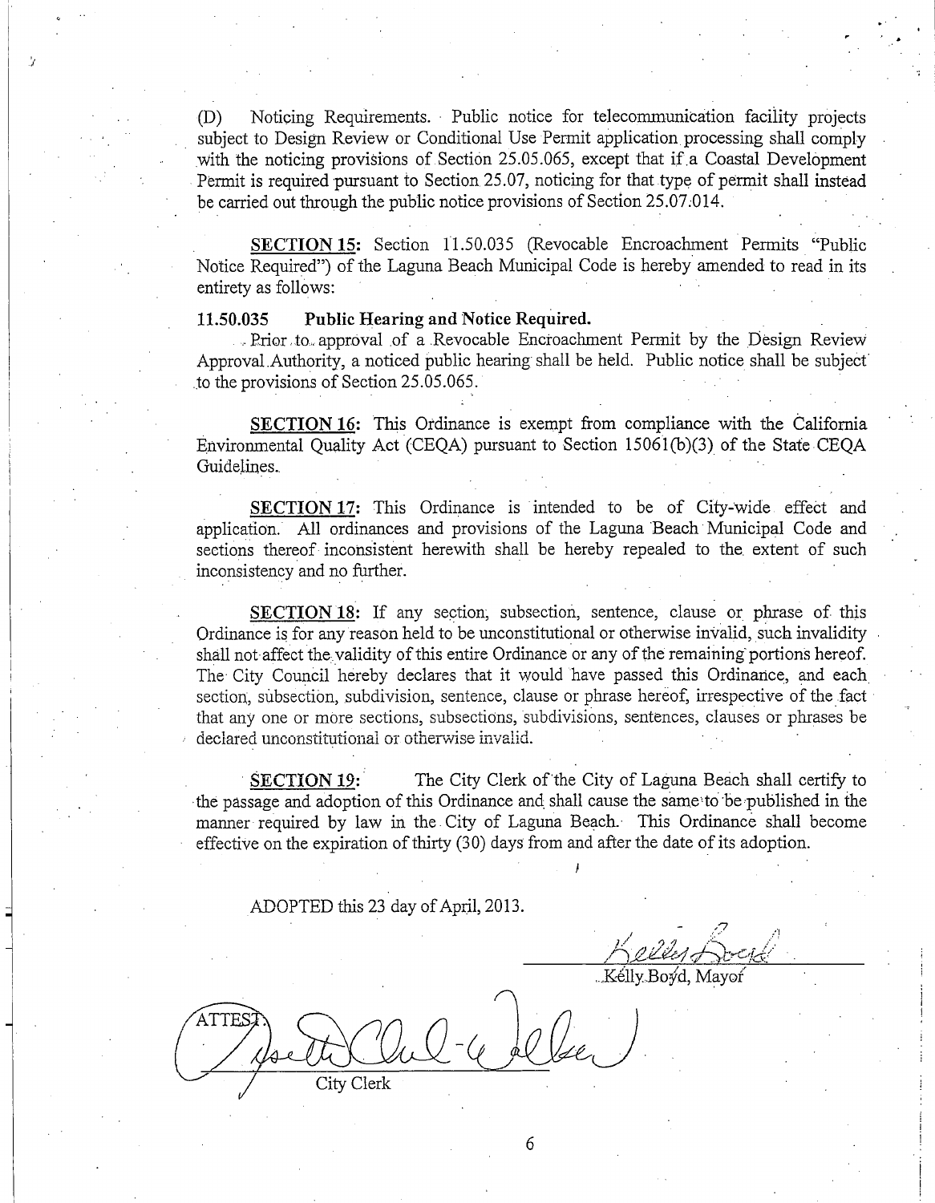(D) Noticing Requirements. Public notice for telecommunication facility projects subject to Design Review or Conditional Use Permit application processing shall comply with the noticing provisions of Section 25.05.065, except that if a Coastal Development Permit is required pursuant to Section 25.07, noticing for that type of permit shall instead be carried out through the public notice provisions of Section 25.07.014.

**SECTION 15:** Section 11.50.035 (Revocable Encroachment Permits "Public Notice Required") of the Laguna Beach Municipal Code is hereby amended to read in its entirety as follows:

**11.50.035 Public Hearing and Notice Required.**

Prior to approval of a Revocable Encroachment Permit by the Design Review Approval Authority, a noticed public hearing shall be held. Public notice shall be subject to the provisions of Section 25.05.065.

**SECTION 16:** This Ordinance is exempt from compliance with the California Environmental Quality Act (CEQA) pursuant to Section 15061(b)(3) of the State CEQA Guidelines.

**SECTION 17:** This Ordinance is intended to be of City-wide effect and application. All ordinances and provisions of the Laguna Beach Municipal Code and sections thereof inconsistent herewith shall be hereby repealed to the extent of such inconsistency and no further.

**SECTION 18:** If any section, subsection, sentence, clause or phrase of this Ordinance is for any reason held to be unconstitutional or otherwise invalid, such invalidity shall not affect the validity of this entire Ordinance or any of the remaining portions hereof. The City Council hereby declares that it would have passed this Ordinance, and each section, subsection, subdivision, sentence, clause or phrase hereof, irrespective of the fact that any one or more sections, subsections, subdivisions, sentences, clauses or phrases be declared unconstitutional or otherwise invalid.

**SECTION 19:** The City Clerk of the City of Laguna Beach shall certify to the passage and adoption of this Ordinance and shall cause the same to be published in the manner required by law in the City of Laguna Beach. This Ordinance shall become effective on the expiration of thirty (30) days from and after the date of its adoption.

ADOPTED this 23 day of April, 2013.

Kelly Boyd, Mayor

ATTEST:

City Clerk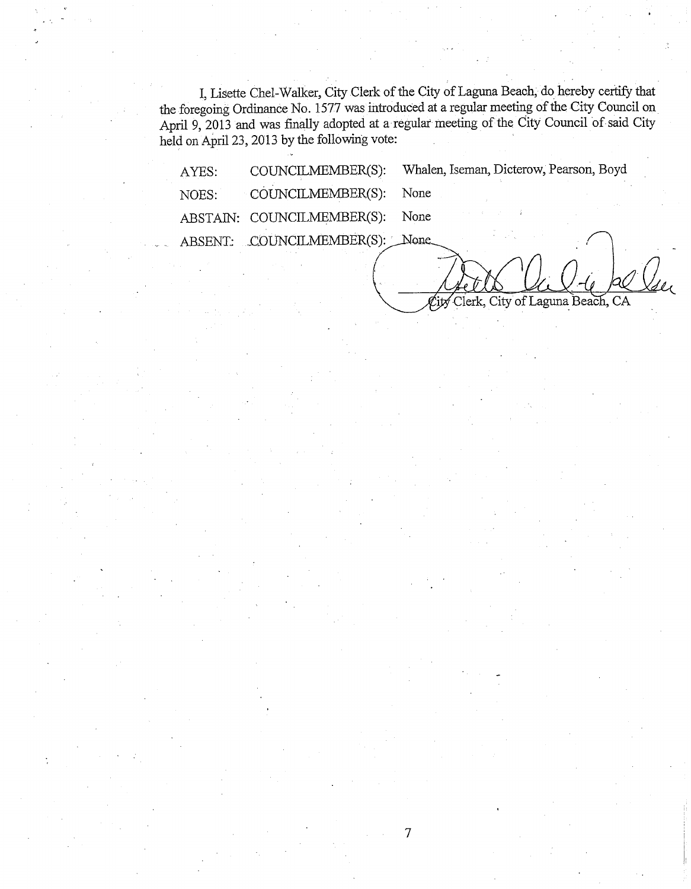I, Lisette Chel-Walker, City Clerk of the City of Laguna Beach, do hereby certify that the foregoing Ordinance No. 1577 was introduced at a regular meeting of the City Council on April 9, 2013 and was finally adopted at a regular meeting of the City Council of said City held on April 23, 2013 by the following vote:

| | | |
|---|---|---|
| AYES: | COUNCILMEMBER(S): | Whalen, Iseman, Dicterow, Pearson, Boyd |
| NOES: | COUNCILMEMBER(S): | None |
| ABSTAIN: | COUNCILMEMBER(S): | None |
| ABSENT: | COUNCILMEMBER(S): | None |

City Clerk, City of Laguna Beach, CA